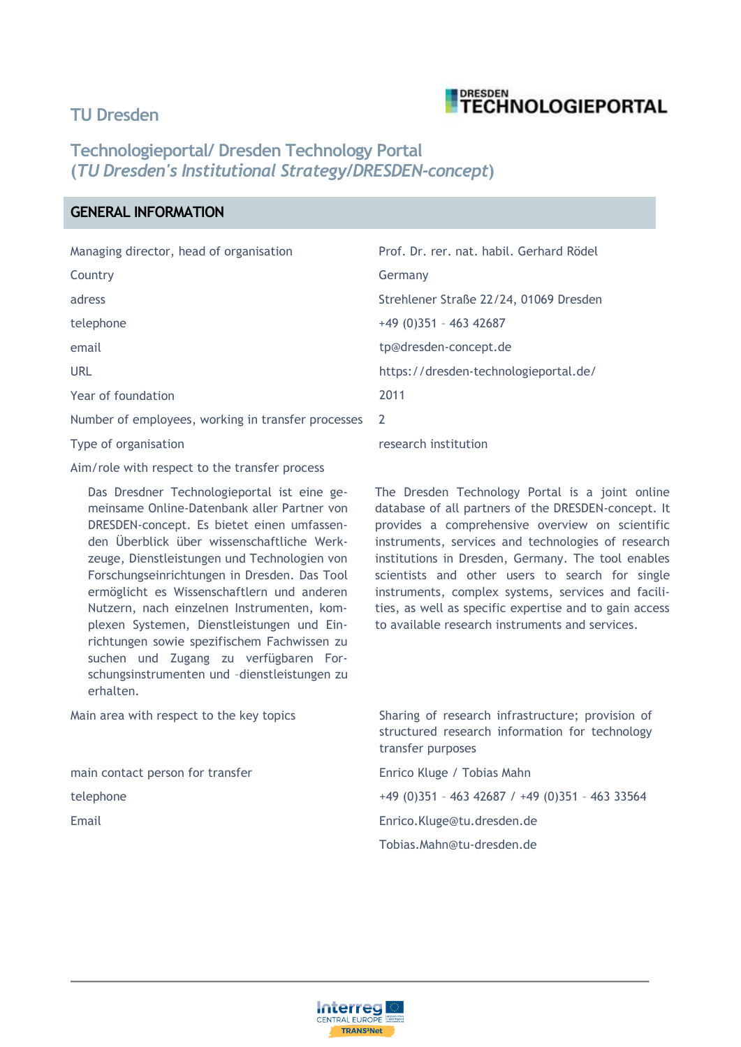## TU Dresden

DRESDEN TECHNOLOGIEPORTAL

## Technologieportal/ Dresden Technology Portal (*TU Dresden's Institutional Strategy/DRESDEN-concept*)

### GENERAL INFORMATION

| | |
|---|---|
| Managing director, head of organisation | Prof. Dr. rer. nat. habil. Gerhard Rödel |
| Country | Germany |
| adress | Strehlener Straße 22/24, 01069 Dresden |
| telephone | +49 (0)351 – 463 42687 |
| email | tp@dresden-concept.de |
| URL | https://dresden-technologieportal.de/ |
| Year of foundation | 2011 |
| Number of employees, working in transfer processes | 2 |
| Type of organisation | research institution |

Aim/role with respect to the transfer process

Das Dresdner Technologieportal ist eine gemeinsame Online-Datenbank aller Partner von DRESDEN-concept. Es bietet einen umfassenden Überblick über wissenschaftliche Werkzeuge, Dienstleistungen und Technologien von Forschungseinrichtungen in Dresden. Das Tool ermöglicht es Wissenschaftlern und anderen Nutzern, nach einzelnen Instrumenten, komplexen Systemen, Dienstleistungen und Einrichtungen sowie spezifischem Fachwissen zu suchen und Zugang zu verfügbaren Forschungsinstrumenten und -dienstleistungen zu erhalten.

The Dresden Technology Portal is a joint online database of all partners of the DRESDEN-concept. It provides a comprehensive overview on scientific instruments, services and technologies of research institutions in Dresden, Germany. The tool enables scientists and other users to search for single instruments, complex systems, services and facilities, as well as specific expertise and to gain access to available research instruments and services.

| | |
|---|---|
| Main area with respect to the key topics | Sharing of research infrastructure; provision of structured research information for technology transfer purposes |
| main contact person for transfer | Enrico Kluge / Tobias Mahn |
| telephone | +49 (0)351 – 463 42687 / +49 (0)351 – 463 33564 |
| Email | Enrico.Kluge@tu.dresden.de<br>Tobias.Mahn@tu-dresden.de |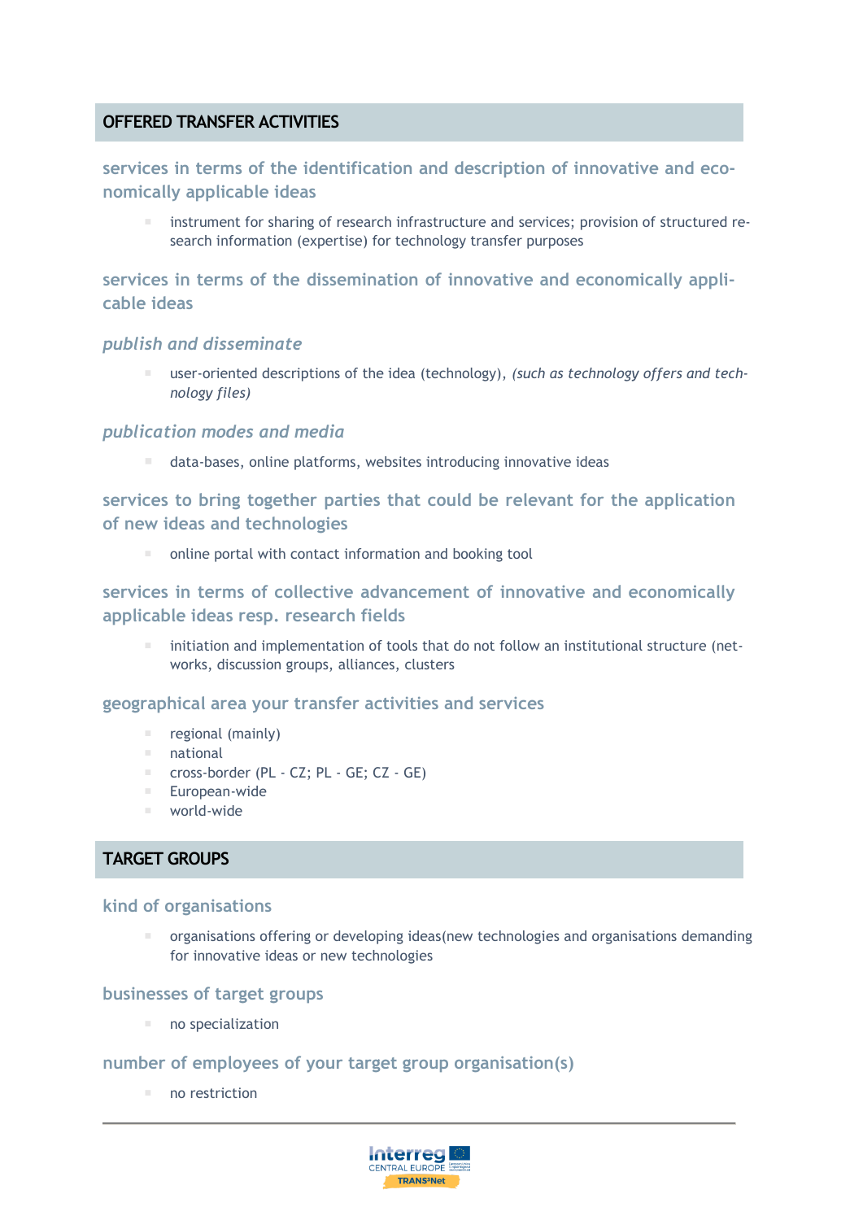## OFFERED TRANSFER ACTIVITIES

### services in terms of the identification and description of innovative and economically applicable ideas

- instrument for sharing of research infrastructure and services; provision of structured research information (expertise) for technology transfer purposes

### services in terms of the dissemination of innovative and economically applicable ideas

#### *publish and disseminate*

- user-oriented descriptions of the idea (technology), *(such as technology offers and technology files)*

#### *publication modes and media*

- data-bases, online platforms, websites introducing innovative ideas

### services to bring together parties that could be relevant for the application of new ideas and technologies

- online portal with contact information and booking tool

### services in terms of collective advancement of innovative and economically applicable ideas resp. research fields

- initiation and implementation of tools that do not follow an institutional structure (networks, discussion groups, alliances, clusters

#### geographical area your transfer activities and services

- regional (mainly)
- national
- cross-border (PL - CZ; PL - GE; CZ - GE)
- European-wide
- world-wide

## TARGET GROUPS

#### kind of organisations

- organisations offering or developing ideas(new technologies and organisations demanding for innovative ideas or new technologies

#### businesses of target groups

- no specialization

#### number of employees of your target group organisation(s)

- no restriction